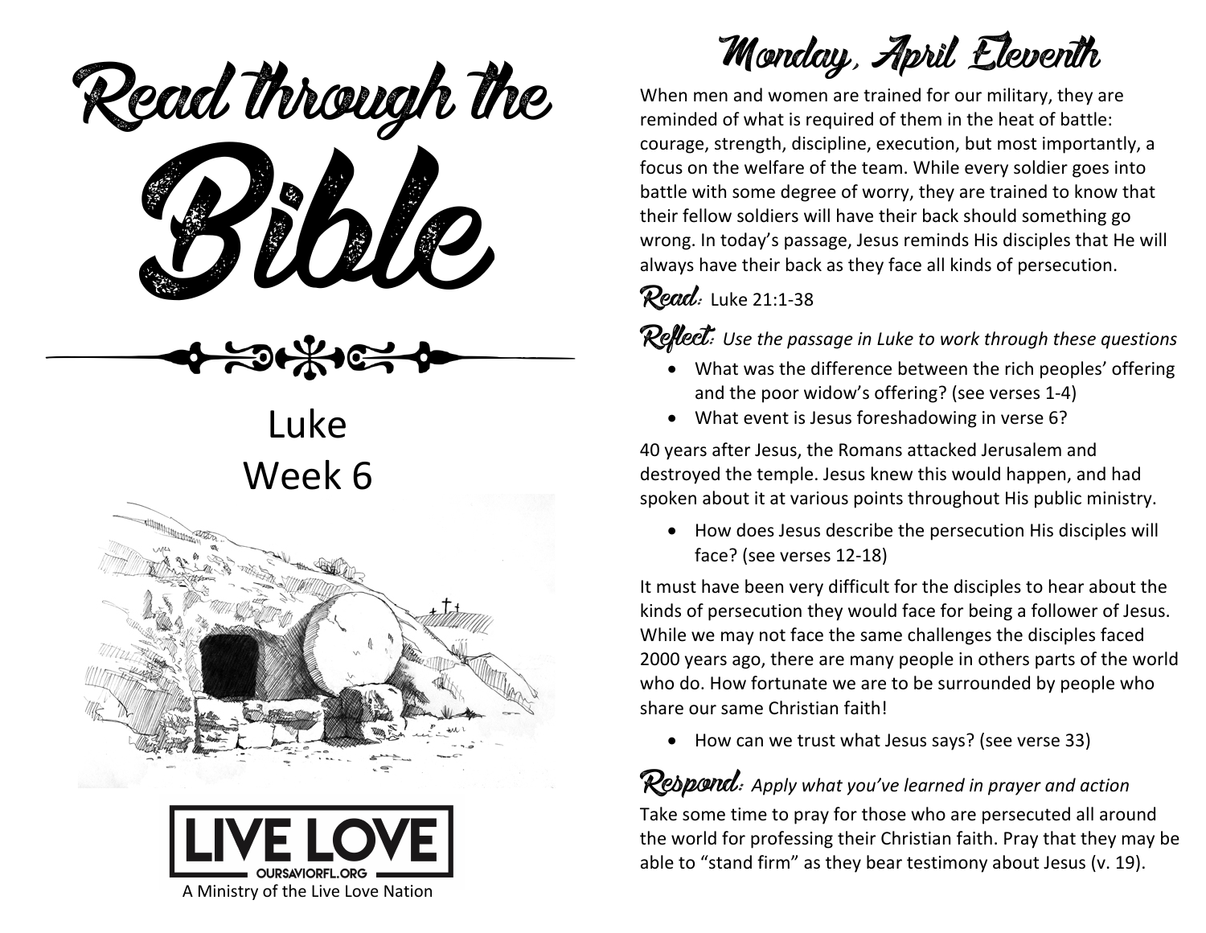# Read through the Bible

Luke
Week 6

**LIVE LOVE**
OURSAVIORFL.ORG
A Ministry of the Live Love Nation

## Monday, April Eleventh

When men and women are trained for our military, they are reminded of what is required of them in the heat of battle: courage, strength, discipline, execution, but most importantly, a focus on the welfare of the team. While every soldier goes into battle with some degree of worry, they are trained to know that their fellow soldiers will have their back should something go wrong. In today's passage, Jesus reminds His disciples that He will always have their back as they face all kinds of persecution.

**Read:** Luke 21:1-38

**Reflect:** *Use the passage in Luke to work through these questions*

- What was the difference between the rich peoples' offering and the poor widow's offering? (see verses 1-4)
- What event is Jesus foreshadowing in verse 6?

40 years after Jesus, the Romans attacked Jerusalem and destroyed the temple. Jesus knew this would happen, and had spoken about it at various points throughout His public ministry.

- How does Jesus describe the persecution His disciples will face? (see verses 12-18)

It must have been very difficult for the disciples to hear about the kinds of persecution they would face for being a follower of Jesus. While we may not face the same challenges the disciples faced 2000 years ago, there are many people in others parts of the world who do. How fortunate we are to be surrounded by people who share our same Christian faith!

- How can we trust what Jesus says? (see verse 33)

**Respond:** *Apply what you've learned in prayer and action*

Take some time to pray for those who are persecuted all around the world for professing their Christian faith. Pray that they may be able to "stand firm" as they bear testimony about Jesus (v. 19).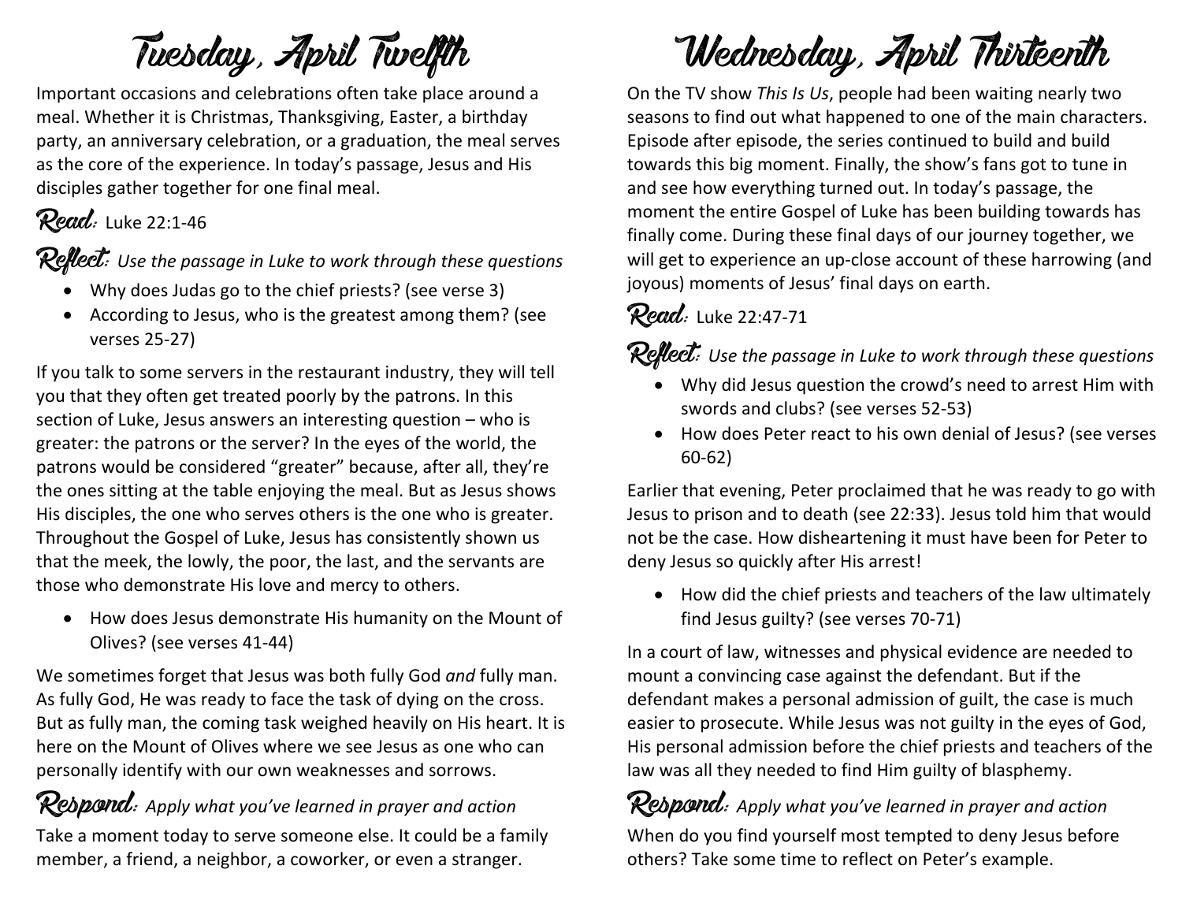# Tuesday, April Twelfth

Important occasions and celebrations often take place around a meal. Whether it is Christmas, Thanksgiving, Easter, a birthday party, an anniversary celebration, or a graduation, the meal serves as the core of the experience. In today's passage, Jesus and His disciples gather together for one final meal.

**Read:** Luke 22:1-46

**Reflect:** *Use the passage in Luke to work through these questions*

- Why does Judas go to the chief priests? (see verse 3)
- According to Jesus, who is the greatest among them? (see verses 25-27)

If you talk to some servers in the restaurant industry, they will tell you that they often get treated poorly by the patrons. In this section of Luke, Jesus answers an interesting question – who is greater: the patrons or the server? In the eyes of the world, the patrons would be considered "greater" because, after all, they're the ones sitting at the table enjoying the meal. But as Jesus shows His disciples, the one who serves others is the one who is greater. Throughout the Gospel of Luke, Jesus has consistently shown us that the meek, the lowly, the poor, the last, and the servants are those who demonstrate His love and mercy to others.

- How does Jesus demonstrate His humanity on the Mount of Olives? (see verses 41-44)

We sometimes forget that Jesus was both fully God *and* fully man. As fully God, He was ready to face the task of dying on the cross. But as fully man, the coming task weighed heavily on His heart. It is here on the Mount of Olives where we see Jesus as one who can personally identify with our own weaknesses and sorrows.

**Respond:** *Apply what you've learned in prayer and action*

Take a moment today to serve someone else. It could be a family member, a friend, a neighbor, a coworker, or even a stranger.

# Wednesday, April Thirteenth

On the TV show *This Is Us*, people had been waiting nearly two seasons to find out what happened to one of the main characters. Episode after episode, the series continued to build and build towards this big moment. Finally, the show's fans got to tune in and see how everything turned out. In today's passage, the moment the entire Gospel of Luke has been building towards has finally come. During these final days of our journey together, we will get to experience an up-close account of these harrowing (and joyous) moments of Jesus' final days on earth.

**Read:** Luke 22:47-71

**Reflect:** *Use the passage in Luke to work through these questions*

- Why did Jesus question the crowd's need to arrest Him with swords and clubs? (see verses 52-53)
- How does Peter react to his own denial of Jesus? (see verses 60-62)

Earlier that evening, Peter proclaimed that he was ready to go with Jesus to prison and to death (see 22:33). Jesus told him that would not be the case. How disheartening it must have been for Peter to deny Jesus so quickly after His arrest!

- How did the chief priests and teachers of the law ultimately find Jesus guilty? (see verses 70-71)

In a court of law, witnesses and physical evidence are needed to mount a convincing case against the defendant. But if the defendant makes a personal admission of guilt, the case is much easier to prosecute. While Jesus was not guilty in the eyes of God, His personal admission before the chief priests and teachers of the law was all they needed to find Him guilty of blasphemy.

**Respond:** *Apply what you've learned in prayer and action*

When do you find yourself most tempted to deny Jesus before others? Take some time to reflect on Peter's example.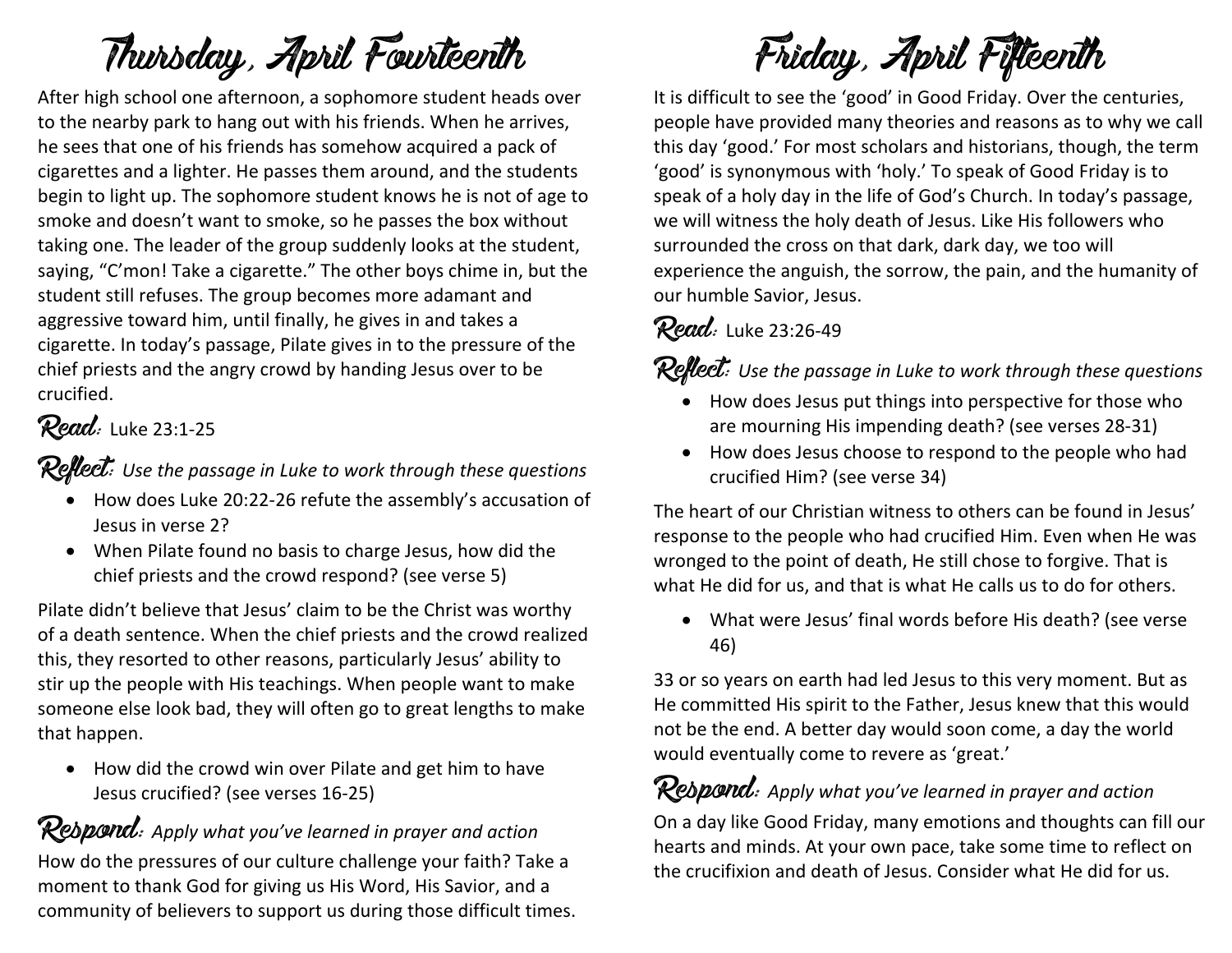# Thursday, April Fourteenth

After high school one afternoon, a sophomore student heads over to the nearby park to hang out with his friends. When he arrives, he sees that one of his friends has somehow acquired a pack of cigarettes and a lighter. He passes them around, and the students begin to light up. The sophomore student knows he is not of age to smoke and doesn't want to smoke, so he passes the box without taking one. The leader of the group suddenly looks at the student, saying, "C'mon! Take a cigarette." The other boys chime in, but the student still refuses. The group becomes more adamant and aggressive toward him, until finally, he gives in and takes a cigarette. In today's passage, Pilate gives in to the pressure of the chief priests and the angry crowd by handing Jesus over to be crucified.

**Read:** Luke 23:1-25

**Reflect:** *Use the passage in Luke to work through these questions*

- How does Luke 20:22-26 refute the assembly's accusation of Jesus in verse 2?
- When Pilate found no basis to charge Jesus, how did the chief priests and the crowd respond? (see verse 5)

Pilate didn't believe that Jesus' claim to be the Christ was worthy of a death sentence. When the chief priests and the crowd realized this, they resorted to other reasons, particularly Jesus' ability to stir up the people with His teachings. When people want to make someone else look bad, they will often go to great lengths to make that happen.

- How did the crowd win over Pilate and get him to have Jesus crucified? (see verses 16-25)

**Respond:** *Apply what you've learned in prayer and action*

How do the pressures of our culture challenge your faith? Take a moment to thank God for giving us His Word, His Savior, and a community of believers to support us during those difficult times.

# Friday, April Fifteenth

It is difficult to see the 'good' in Good Friday. Over the centuries, people have provided many theories and reasons as to why we call this day 'good.' For most scholars and historians, though, the term 'good' is synonymous with 'holy.' To speak of Good Friday is to speak of a holy day in the life of God's Church. In today's passage, we will witness the holy death of Jesus. Like His followers who surrounded the cross on that dark, dark day, we too will experience the anguish, the sorrow, the pain, and the humanity of our humble Savior, Jesus.

**Read:** Luke 23:26-49

**Reflect:** *Use the passage in Luke to work through these questions*

- How does Jesus put things into perspective for those who are mourning His impending death? (see verses 28-31)
- How does Jesus choose to respond to the people who had crucified Him? (see verse 34)

The heart of our Christian witness to others can be found in Jesus' response to the people who had crucified Him. Even when He was wronged to the point of death, He still chose to forgive. That is what He did for us, and that is what He calls us to do for others.

- What were Jesus' final words before His death? (see verse 46)

33 or so years on earth had led Jesus to this very moment. But as He committed His spirit to the Father, Jesus knew that this would not be the end. A better day would soon come, a day the world would eventually come to revere as 'great.'

**Respond:** *Apply what you've learned in prayer and action*

On a day like Good Friday, many emotions and thoughts can fill our hearts and minds. At your own pace, take some time to reflect on the crucifixion and death of Jesus. Consider what He did for us.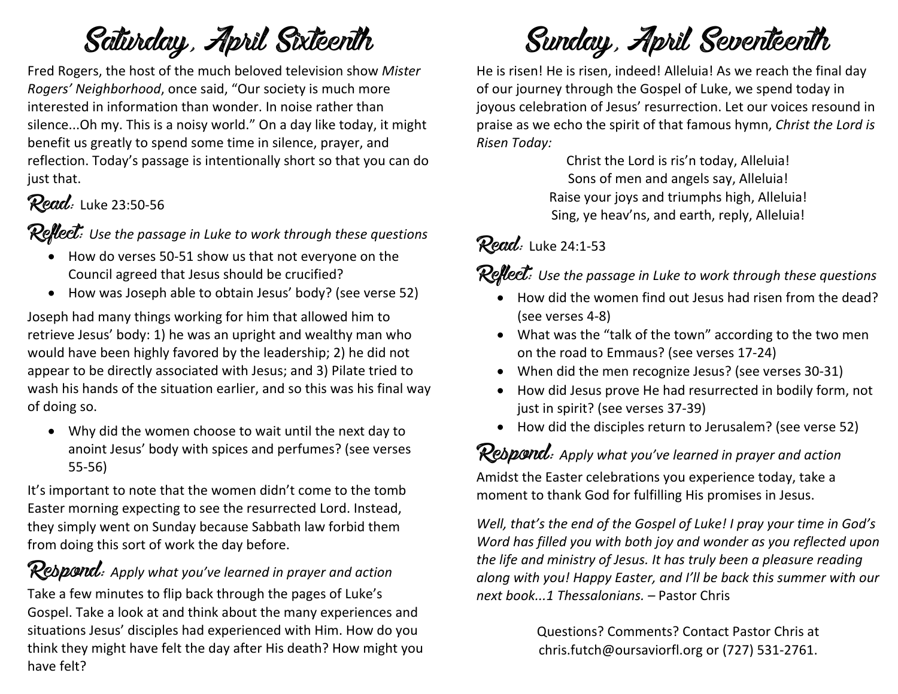# Saturday, April Sixteenth

Fred Rogers, the host of the much beloved television show *Mister Rogers' Neighborhood*, once said, "Our society is much more interested in information than wonder. In noise rather than silence...Oh my. This is a noisy world." On a day like today, it might benefit us greatly to spend some time in silence, prayer, and reflection. Today's passage is intentionally short so that you can do just that.

**Read:** Luke 23:50-56

**Reflect:** *Use the passage in Luke to work through these questions*

- How do verses 50-51 show us that not everyone on the Council agreed that Jesus should be crucified?
- How was Joseph able to obtain Jesus' body? (see verse 52)

Joseph had many things working for him that allowed him to retrieve Jesus' body: 1) he was an upright and wealthy man who would have been highly favored by the leadership; 2) he did not appear to be directly associated with Jesus; and 3) Pilate tried to wash his hands of the situation earlier, and so this was his final way of doing so.

- Why did the women choose to wait until the next day to anoint Jesus' body with spices and perfumes? (see verses 55-56)

It's important to note that the women didn't come to the tomb Easter morning expecting to see the resurrected Lord. Instead, they simply went on Sunday because Sabbath law forbid them from doing this sort of work the day before.

**Respond:** *Apply what you've learned in prayer and action*

Take a few minutes to flip back through the pages of Luke's Gospel. Take a look at and think about the many experiences and situations Jesus' disciples had experienced with Him. How do you think they might have felt the day after His death? How might you have felt?

# Sunday, April Seventeenth

He is risen! He is risen, indeed! Alleluia! As we reach the final day of our journey through the Gospel of Luke, we spend today in joyous celebration of Jesus' resurrection. Let our voices resound in praise as we echo the spirit of that famous hymn, *Christ the Lord is Risen Today:*

Christ the Lord is ris'n today, Alleluia!
Sons of men and angels say, Alleluia!
Raise your joys and triumphs high, Alleluia!
Sing, ye heav'ns, and earth, reply, Alleluia!

**Read:** Luke 24:1-53

**Reflect:** *Use the passage in Luke to work through these questions*

- How did the women find out Jesus had risen from the dead? (see verses 4-8)
- What was the "talk of the town" according to the two men on the road to Emmaus? (see verses 17-24)
- When did the men recognize Jesus? (see verses 30-31)
- How did Jesus prove He had resurrected in bodily form, not just in spirit? (see verses 37-39)
- How did the disciples return to Jerusalem? (see verse 52)

**Respond:** *Apply what you've learned in prayer and action*

Amidst the Easter celebrations you experience today, take a moment to thank God for fulfilling His promises in Jesus.

*Well, that's the end of the Gospel of Luke! I pray your time in God's Word has filled you with both joy and wonder as you reflected upon the life and ministry of Jesus. It has truly been a pleasure reading along with you! Happy Easter, and I'll be back this summer with our next book...1 Thessalonians.* – Pastor Chris

Questions? Comments? Contact Pastor Chris at chris.futch@oursaviorfl.org or (727) 531-2761.